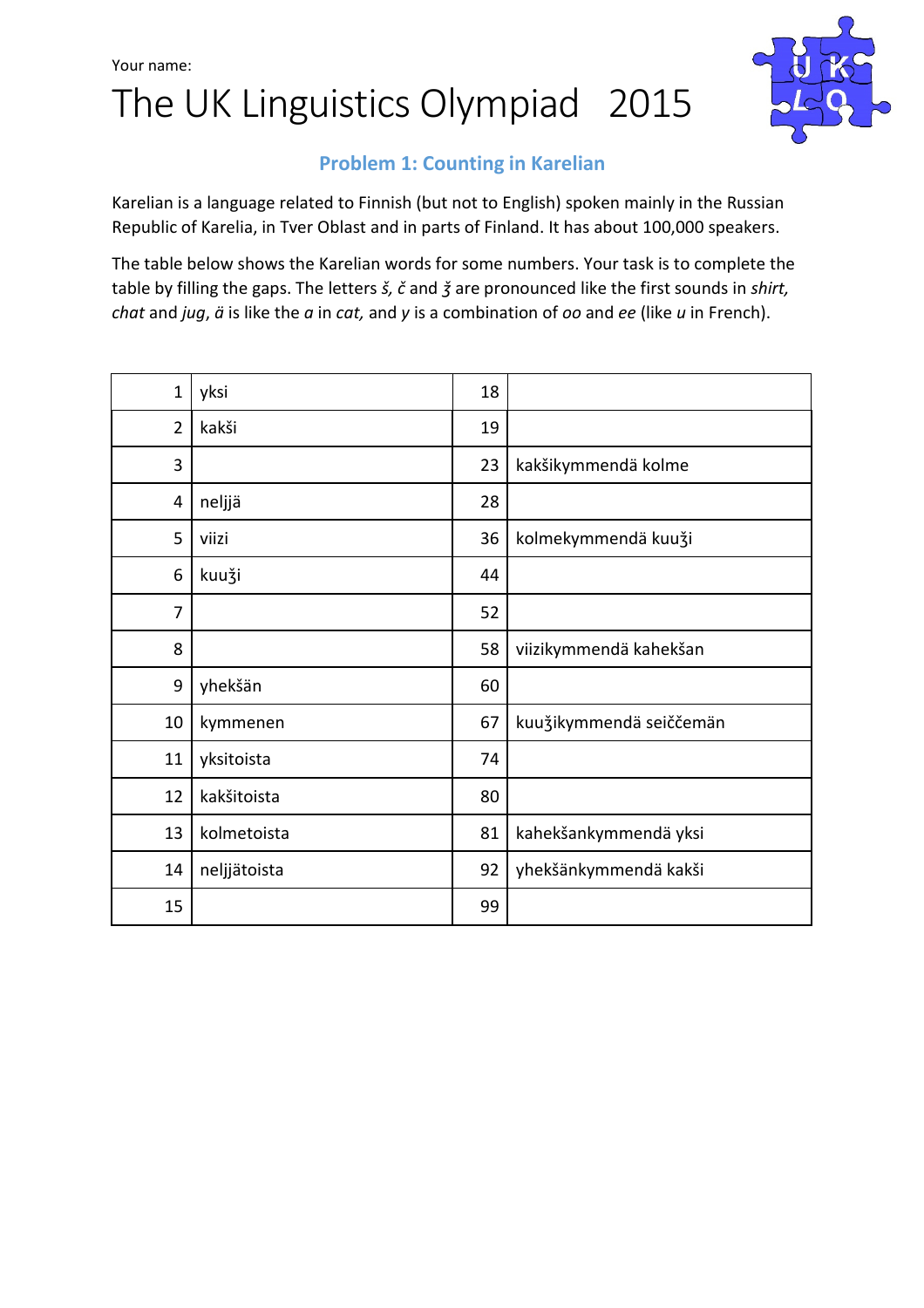Your name:

# The UK Linguistics Olympiad 2015

## Problem 1: Counting in Karelian

Karelian is a language related to Finnish (but not to English) spoken mainly in the Russian Republic of Karelia, in Tver Oblast and in parts of Finland. It has about 100,000 speakers.

The table below shows the Karelian words for some numbers. Your task is to complete the table by filling the gaps. The letters *š, č* and *ǯ* are pronounced like the first sounds in *shirt, chat* and *jug*, *ä* is like the *a* in *cat,* and *y* is a combination of *oo* and *ee* (like *u* in French).

| | | | |
|---|---|---|---|
| 1 | yksi | 18 | |
| 2 | kakši | 19 | |
| 3 | | 23 | kakšikymmendä kolme |
| 4 | neljjä | 28 | |
| 5 | viizi | 36 | kolmekymmendä kuuǯi |
| 6 | kuuǯi | 44 | |
| 7 | | 52 | |
| 8 | | 58 | viizikymmendä kahekšan |
| 9 | yhekšän | 60 | |
| 10 | kymmenen | 67 | kuuǯikymmendä seiččemän |
| 11 | yksitoista | 74 | |
| 12 | kakšitoista | 80 | |
| 13 | kolmetoista | 81 | kahekšankymmendä yksi |
| 14 | neljjätoista | 92 | yhekšänkymmendä kakši |
| 15 | | 99 | |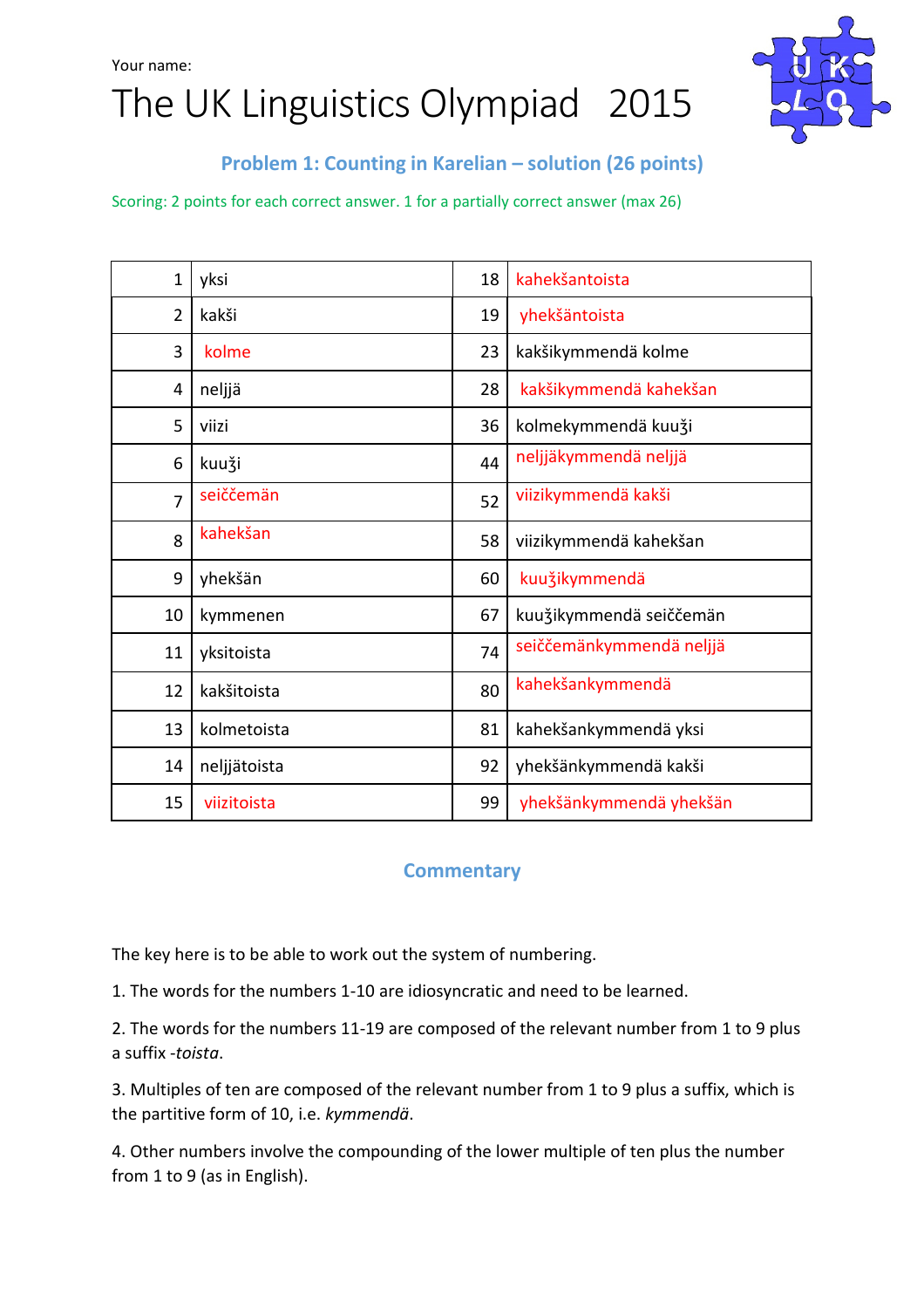Your name:

# The UK Linguistics Olympiad 2015

## Problem 1: Counting in Karelian – solution (26 points)

Scoring: 2 points for each correct answer. 1 for a partially correct answer (max 26)

| | | | |
|---|---|---|---|
| 1 | yksi | 18 | kahekšantoista |
| 2 | kakši | 19 | yhekšäntoista |
| 3 | kolme | 23 | kakšikymmendä kolme |
| 4 | neljjä | 28 | kakšikymmendä kahekšan |
| 5 | viizi | 36 | kolmekymmendä kuuǯi |
| 6 | kuuǯi | 44 | neljjäkymmendä neljjä |
| 7 | seiččemän | 52 | viizikymmendä kakši |
| 8 | kahekšan | 58 | viizikymmendä kahekšan |
| 9 | yhekšän | 60 | kuuǯikymmendä |
| 10 | kymmenen | 67 | kuuǯikymmendä seiččemän |
| 11 | yksitoista | 74 | seiččemänkymmendä neljjä |
| 12 | kakšitoista | 80 | kahekšankymmendä |
| 13 | kolmetoista | 81 | kahekšankymmendä yksi |
| 14 | neljjätoista | 92 | yhekšänkymmendä kakši |
| 15 | viizitoista | 99 | yhekšänkymmendä yhekšän |

## Commentary

The key here is to be able to work out the system of numbering.

1. The words for the numbers 1-10 are idiosyncratic and need to be learned.

2. The words for the numbers 11-19 are composed of the relevant number from 1 to 9 plus a suffix -*toista*.

3. Multiples of ten are composed of the relevant number from 1 to 9 plus a suffix, which is the partitive form of 10, i.e. *kymmendä*.

4. Other numbers involve the compounding of the lower multiple of ten plus the number from 1 to 9 (as in English).